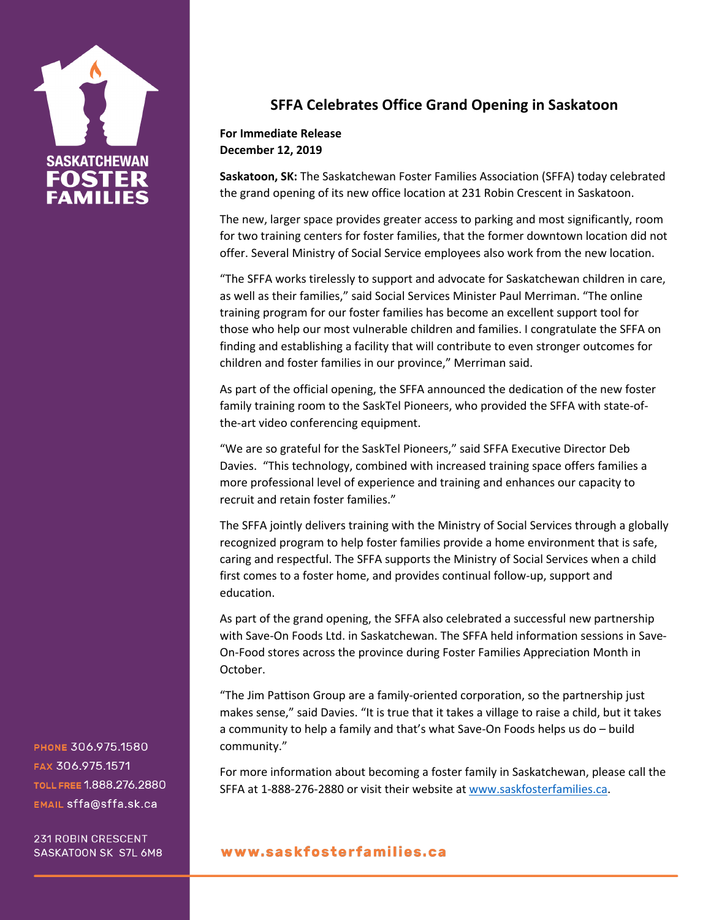SASKATCHEWAN FOSTER FAMILIES

# SFFA Celebrates Office Grand Opening in Saskatoon

**For Immediate Release**
**December 12, 2019**

**Saskatoon, SK:** The Saskatchewan Foster Families Association (SFFA) today celebrated the grand opening of its new office location at 231 Robin Crescent in Saskatoon.

The new, larger space provides greater access to parking and most significantly, room for two training centers for foster families, that the former downtown location did not offer. Several Ministry of Social Service employees also work from the new location.

"The SFFA works tirelessly to support and advocate for Saskatchewan children in care, as well as their families," said Social Services Minister Paul Merriman. "The online training program for our foster families has become an excellent support tool for those who help our most vulnerable children and families. I congratulate the SFFA on finding and establishing a facility that will contribute to even stronger outcomes for children and foster families in our province," Merriman said.

As part of the official opening, the SFFA announced the dedication of the new foster family training room to the SaskTel Pioneers, who provided the SFFA with state-of-the-art video conferencing equipment.

"We are so grateful for the SaskTel Pioneers," said SFFA Executive Director Deb Davies. "This technology, combined with increased training space offers families a more professional level of experience and training and enhances our capacity to recruit and retain foster families."

The SFFA jointly delivers training with the Ministry of Social Services through a globally recognized program to help foster families provide a home environment that is safe, caring and respectful. The SFFA supports the Ministry of Social Services when a child first comes to a foster home, and provides continual follow-up, support and education.

As part of the grand opening, the SFFA also celebrated a successful new partnership with Save-On Foods Ltd. in Saskatchewan. The SFFA held information sessions in Save-On-Food stores across the province during Foster Families Appreciation Month in October.

"The Jim Pattison Group are a family-oriented corporation, so the partnership just makes sense," said Davies. "It is true that it takes a village to raise a child, but it takes a community to help a family and that's what Save-On Foods helps us do – build community."

For more information about becoming a foster family in Saskatchewan, please call the SFFA at 1-888-276-2880 or visit their website at www.saskfosterfamilies.ca.

PHONE 306.975.1580
FAX 306.975.1571
TOLL FREE 1.888.276.2880
EMAIL sffa@sffa.sk.ca

231 ROBIN CRESCENT
SASKATOON SK S7L 6M8

www.saskfosterfamilies.ca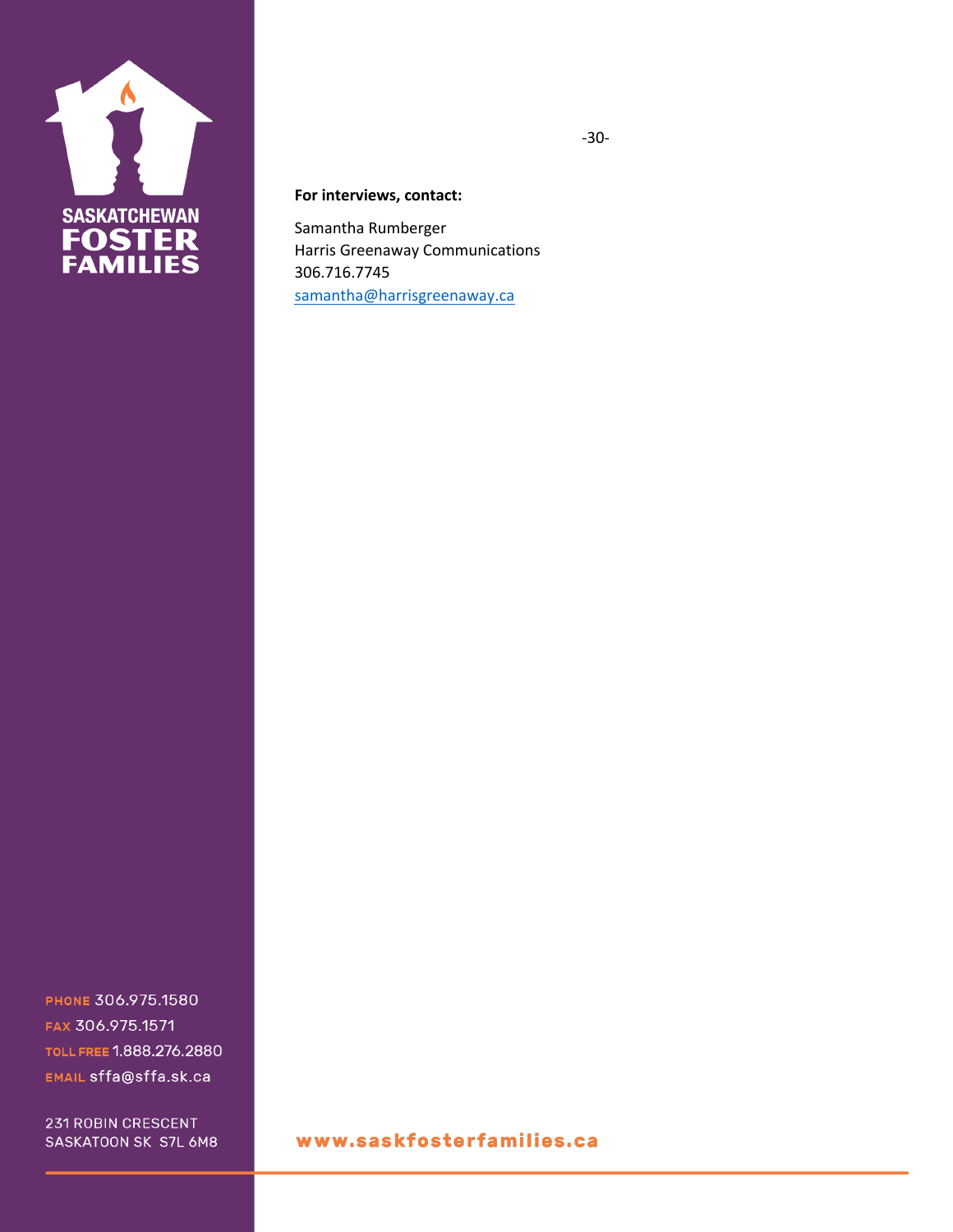-30-

**For interviews, contact:**

Samantha Rumberger
Harris Greenaway Communications
306.716.7745
samantha@harrisgreenaway.ca

SASKATCHEWAN FOSTER FAMILIES

PHONE 306.975.1580
FAX 306.975.1571
TOLL FREE 1.888.276.2880
EMAIL sffa@sffa.sk.ca

231 ROBIN CRESCENT
SASKATOON SK S7L 6M8

www.saskfosterfamilies.ca